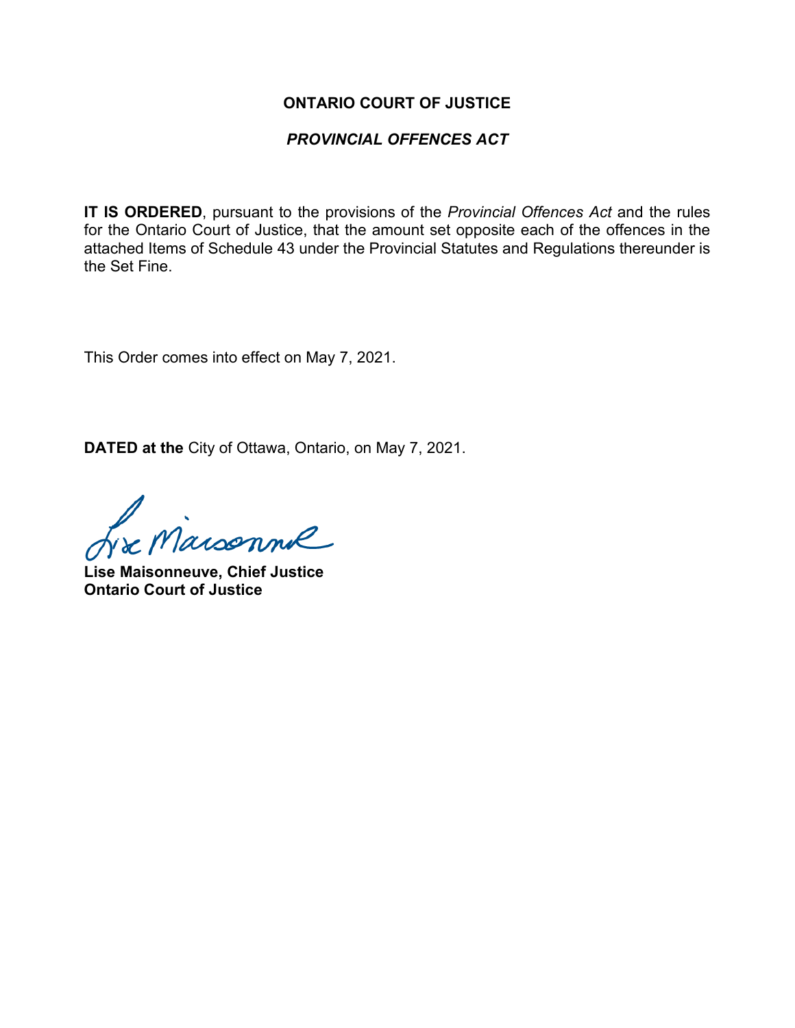**ONTARIO COURT OF JUSTICE**

***PROVINCIAL OFFENCES ACT***

**IT IS ORDERED**, pursuant to the provisions of the *Provincial Offences Act* and the rules for the Ontario Court of Justice, that the amount set opposite each of the offences in the attached Items of Schedule 43 under the Provincial Statutes and Regulations thereunder is the Set Fine.

This Order comes into effect on May 7, 2021.

**DATED at the** City of Ottawa, Ontario, on May 7, 2021.

**Lise Maisonneuve, Chief Justice**
**Ontario Court of Justice**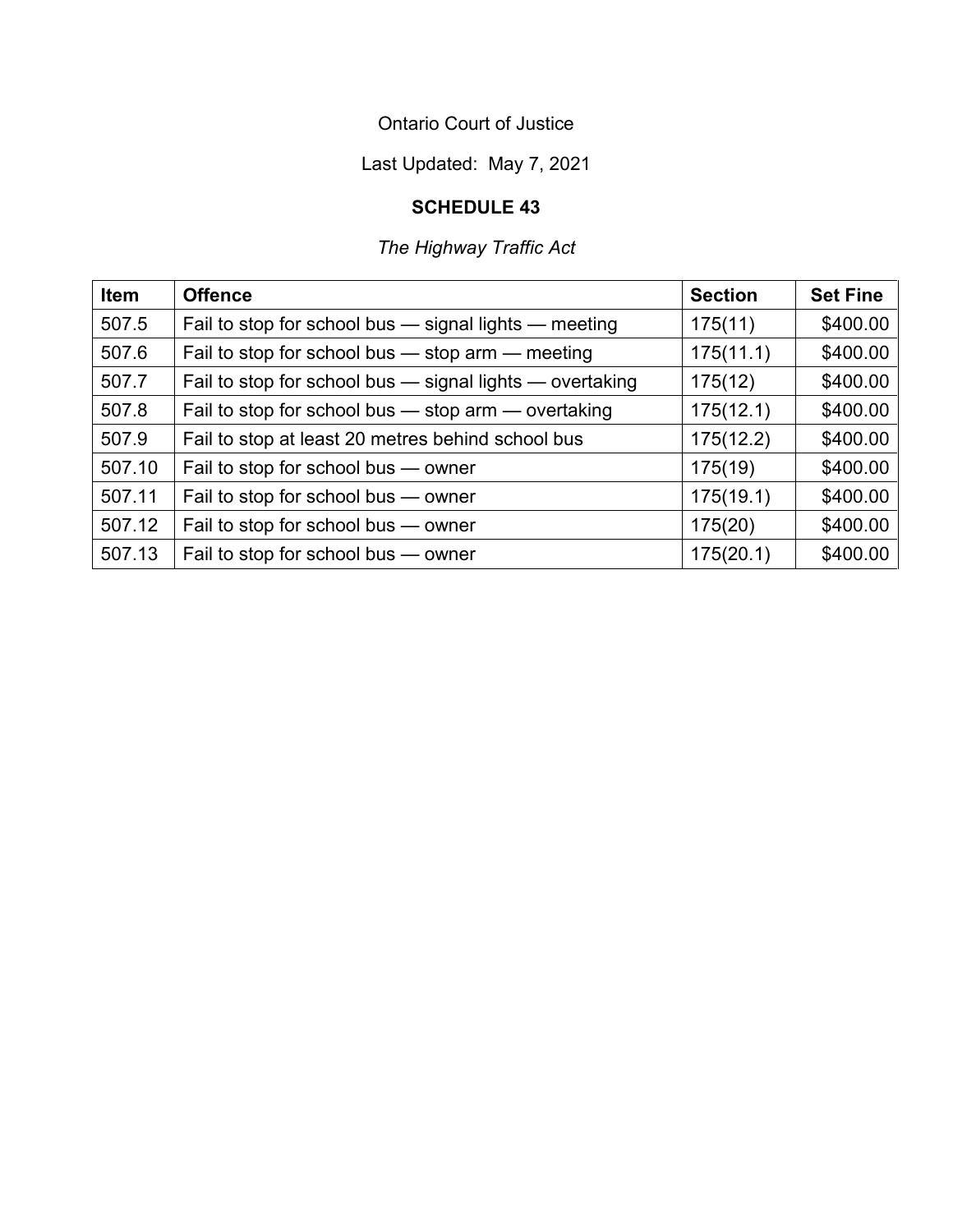Ontario Court of Justice

Last Updated: May 7, 2021

## SCHEDULE 43

*The Highway Traffic Act*

| Item | Offence | Section | Set Fine |
|---|---|---|---|
| 507.5 | Fail to stop for school bus — signal lights — meeting | 175(11) | $400.00 |
| 507.6 | Fail to stop for school bus — stop arm — meeting | 175(11.1) | $400.00 |
| 507.7 | Fail to stop for school bus — signal lights — overtaking | 175(12) | $400.00 |
| 507.8 | Fail to stop for school bus — stop arm — overtaking | 175(12.1) | $400.00 |
| 507.9 | Fail to stop at least 20 metres behind school bus | 175(12.2) | $400.00 |
| 507.10 | Fail to stop for school bus — owner | 175(19) | $400.00 |
| 507.11 | Fail to stop for school bus — owner | 175(19.1) | $400.00 |
| 507.12 | Fail to stop for school bus — owner | 175(20) | $400.00 |
| 507.13 | Fail to stop for school bus — owner | 175(20.1) | $400.00 |